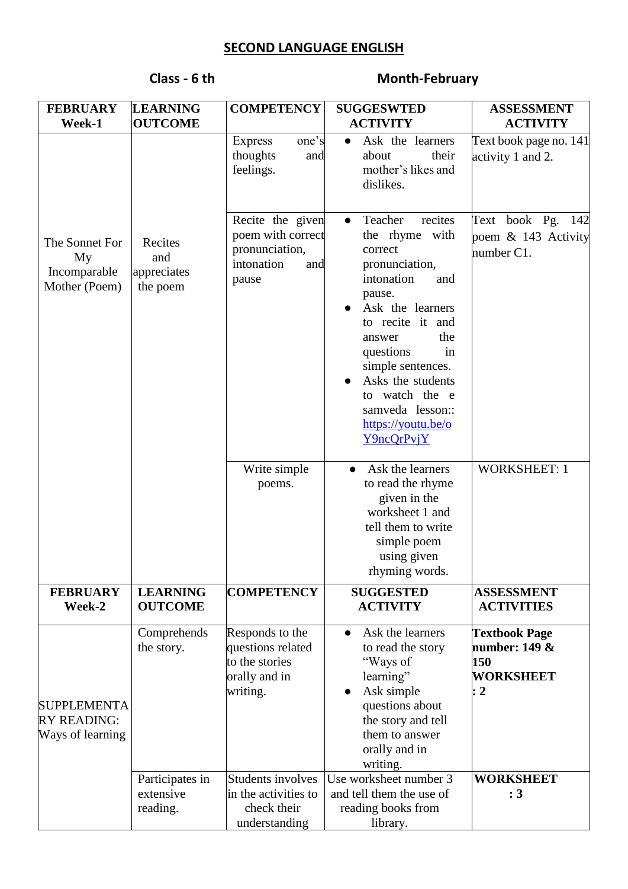## SECOND LANGUAGE ENGLISH

**Class - 6 th** **Month-February**

| FEBRUARY Week-1 | LEARNING OUTCOME | COMPETENCY | SUGGESWTED ACTIVITY | ASSESSMENT ACTIVITY |
|---|---|---|---|---|
| The Sonnet For My Incomparable Mother (Poem) | Recites and appreciates the poem | Express one's thoughts and feelings. | • Ask the learners about their mother's likes and dislikes. | Text book page no. 141 activity 1 and 2. |
| | | Recite the given poem with correct pronunciation, intonation and pause | • Teacher recites the rhyme with correct pronunciation, intonation and pause. • Ask the learners to recite it and answer the questions in simple sentences. • Asks the students to watch the e samveda lesson:: https://youtu.be/oY9ncQrPvjY | Text book Pg. 142 poem & 143 Activity number C1. |
| | | Write simple poems. | • Ask the learners to read the rhyme given in the worksheet 1 and tell them to write simple poem using given rhyming words. | WORKSHEET: 1 |
| **FEBRUARY Week-2** | **LEARNING OUTCOME** | **COMPETENCY** | **SUGGESTED ACTIVITY** | **ASSESSMENT ACTIVITIES** |
| SUPPLEMENTARY READING: Ways of learning | Comprehends the story. | Responds to the questions related to the stories orally and in writing. | • Ask the learners to read the story "Ways of learning" • Ask simple questions about the story and tell them to answer orally and in writing. | **Textbook Page number: 149 & 150 WORKSHEET : 2** |
| | Participates in extensive reading. | Students involves in the activities to check their understanding | Use worksheet number 3 and tell them the use of reading books from library. | **WORKSHEET : 3** |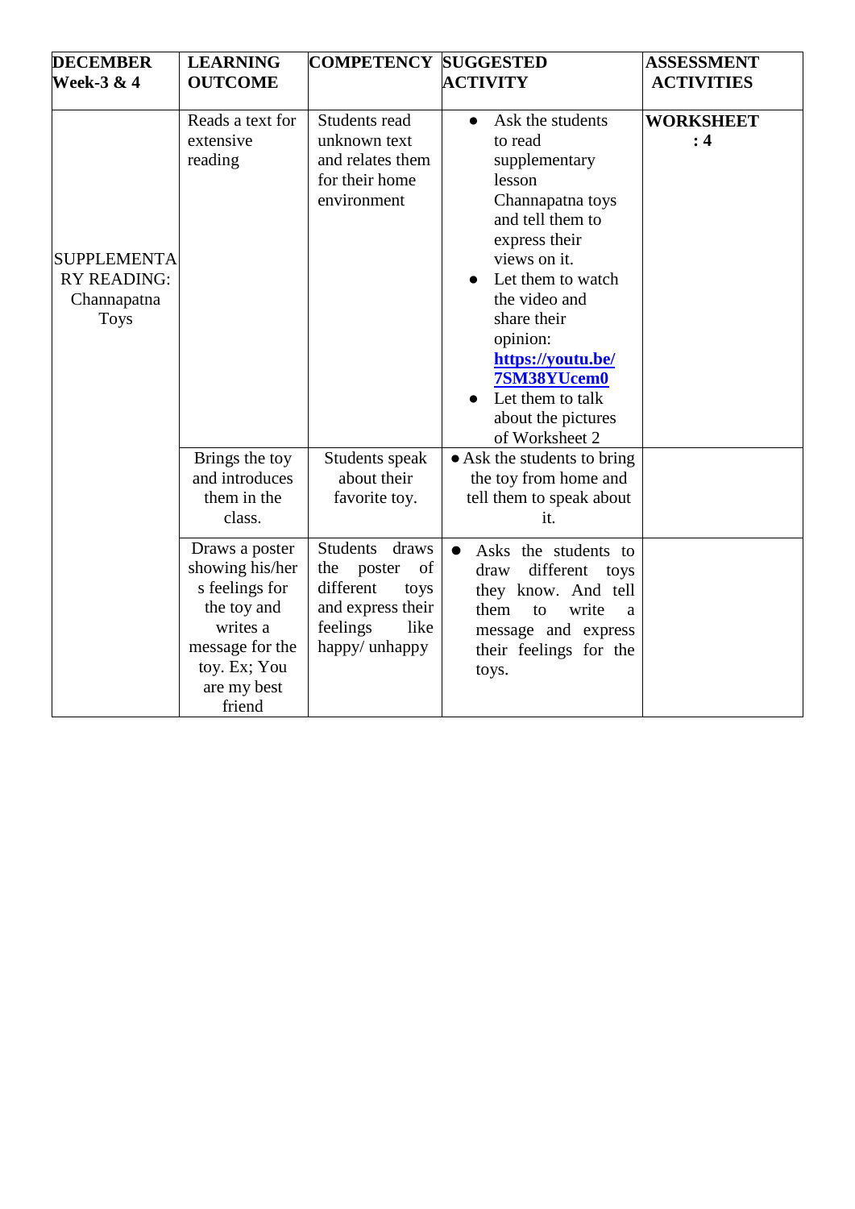| DECEMBER Week-3 & 4 | LEARNING OUTCOME | COMPETENCY | SUGGESTED ACTIVITY | ASSESSMENT ACTIVITIES |
|---|---|---|---|---|
| SUPPLEMENTARY READING: Channapatna Toys | Reads a text for extensive reading | Students read unknown text and relates them for their home environment | • Ask the students to read supplementary lesson Channapatna toys and tell them to express their views on it. • Let them to watch the video and share their opinion: **https://youtu.be/7SM38YUcem0** • Let them to talk about the pictures of Worksheet 2 | **WORKSHEET : 4** |
| | Brings the toy and introduces them in the class. | Students speak about their favorite toy. | • Ask the students to bring the toy from home and tell them to speak about it. | |
| | Draws a poster showing his/hers feelings for the toy and writes a message for the toy. Ex; You are my best friend | Students draws the poster of different toys and express their feelings like happy/ unhappy | • Asks the students to draw different toys they know. And tell them to write a message and express their feelings for the toys. | |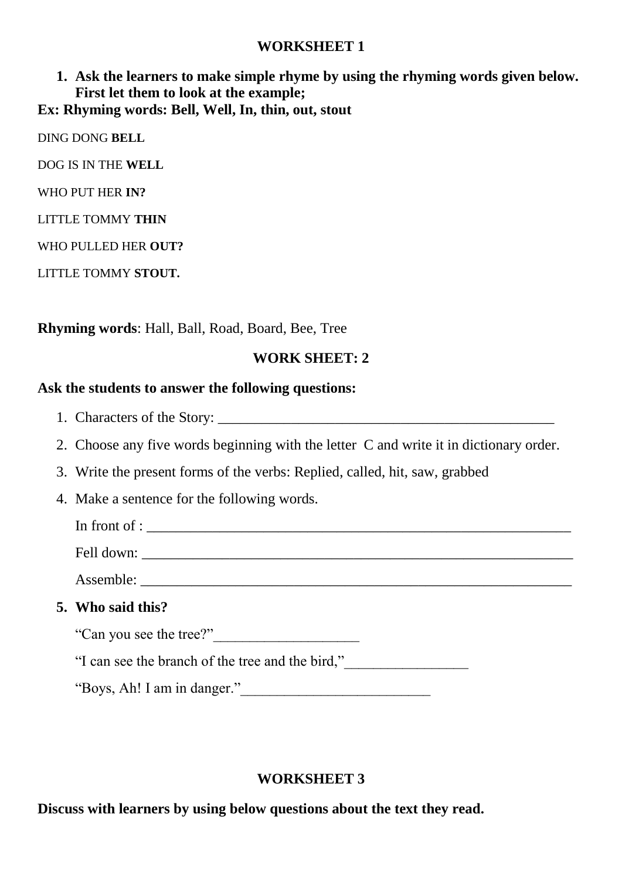## WORKSHEET 1

1. **Ask the learners to make simple rhyme by using the rhyming words given below. First let them to look at the example;**

**Ex: Rhyming words: Bell, Well, In, thin, out, stout**

DING DONG **BELL**

DOG IS IN THE **WELL**

WHO PUT HER **IN?**

LITTLE TOMMY **THIN**

WHO PULLED HER **OUT?**

LITTLE TOMMY **STOUT.**

**Rhyming words**: Hall, Ball, Road, Board, Bee, Tree

## WORK SHEET: 2

**Ask the students to answer the following questions:**

1. Characters of the Story: _______________________________________________
2. Choose any five words beginning with the letter C and write it in dictionary order.
3. Write the present forms of the verbs: Replied, called, hit, saw, grabbed
4. Make a sentence for the following words.

   In front of : ____________________________________________________________

   Fell down: _____________________________________________________________

   Assemble: _____________________________________________________________

5. **Who said this?**

   "Can you see the tree?"___________________

   "I can see the branch of the tree and the bird,"________________

   "Boys, Ah! I am in danger."_________________________

## WORKSHEET 3

**Discuss with learners by using below questions about the text they read.**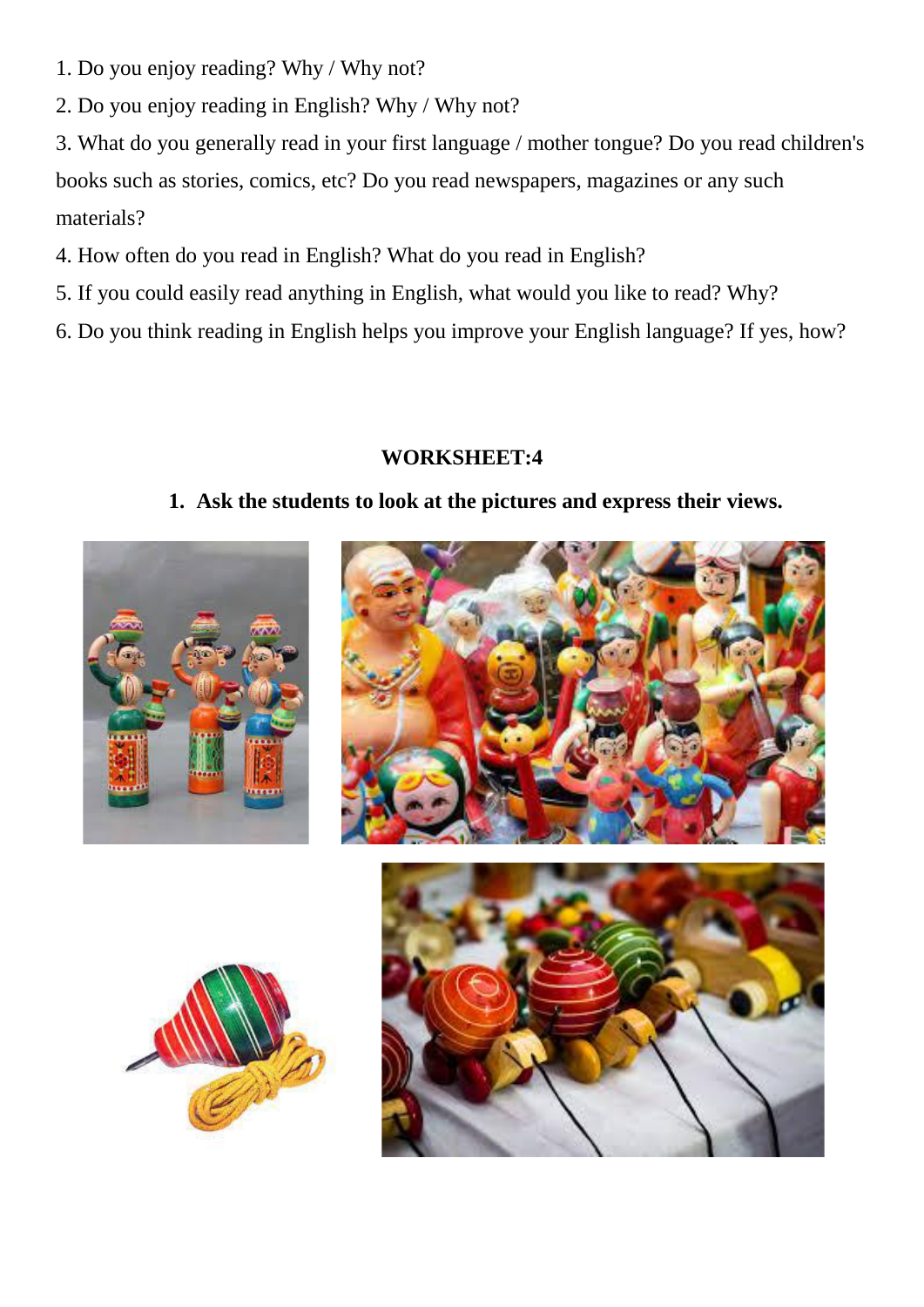1. Do you enjoy reading? Why / Why not?
2. Do you enjoy reading in English? Why / Why not?
3. What do you generally read in your first language / mother tongue? Do you read children's books such as stories, comics, etc? Do you read newspapers, magazines or any such materials?
4. How often do you read in English? What do you read in English?
5. If you could easily read anything in English, what would you like to read? Why?
6. Do you think reading in English helps you improve your English language? If yes, how?

## WORKSHEET:4

**1. Ask the students to look at the pictures and express their views.**